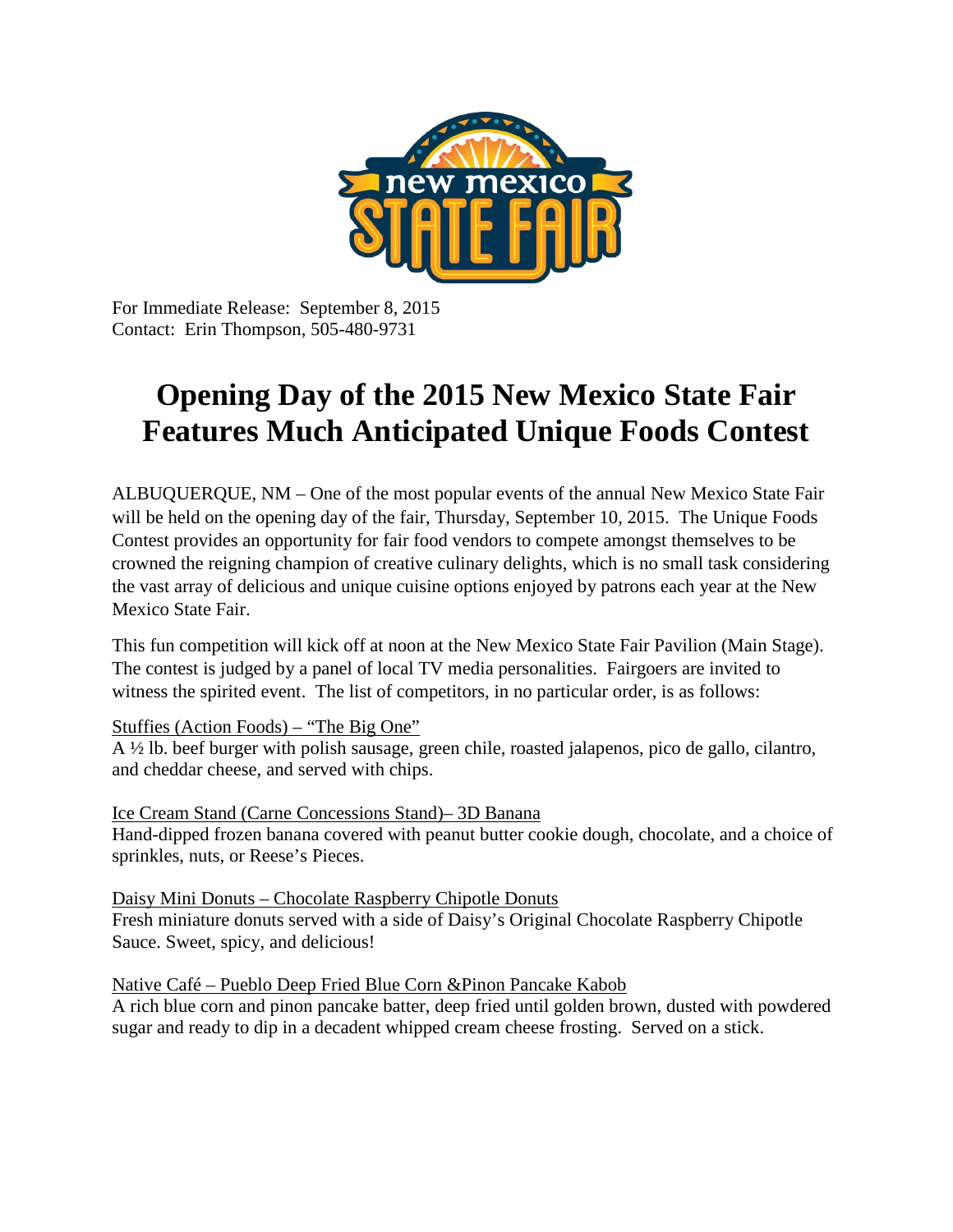For Immediate Release: September 8, 2015
Contact: Erin Thompson, 505-480-9731

# Opening Day of the 2015 New Mexico State Fair Features Much Anticipated Unique Foods Contest

ALBUQUERQUE, NM – One of the most popular events of the annual New Mexico State Fair will be held on the opening day of the fair, Thursday, September 10, 2015. The Unique Foods Contest provides an opportunity for fair food vendors to compete amongst themselves to be crowned the reigning champion of creative culinary delights, which is no small task considering the vast array of delicious and unique cuisine options enjoyed by patrons each year at the New Mexico State Fair.

This fun competition will kick off at noon at the New Mexico State Fair Pavilion (Main Stage). The contest is judged by a panel of local TV media personalities. Fairgoers are invited to witness the spirited event. The list of competitors, in no particular order, is as follows:

Stuffies (Action Foods) – "The Big One"
A ½ lb. beef burger with polish sausage, green chile, roasted jalapenos, pico de gallo, cilantro, and cheddar cheese, and served with chips.

Ice Cream Stand (Carne Concessions Stand)– 3D Banana
Hand-dipped frozen banana covered with peanut butter cookie dough, chocolate, and a choice of sprinkles, nuts, or Reese's Pieces.

Daisy Mini Donuts – Chocolate Raspberry Chipotle Donuts
Fresh miniature donuts served with a side of Daisy's Original Chocolate Raspberry Chipotle Sauce. Sweet, spicy, and delicious!

Native Café – Pueblo Deep Fried Blue Corn &Pinon Pancake Kabob
A rich blue corn and pinon pancake batter, deep fried until golden brown, dusted with powdered sugar and ready to dip in a decadent whipped cream cheese frosting. Served on a stick.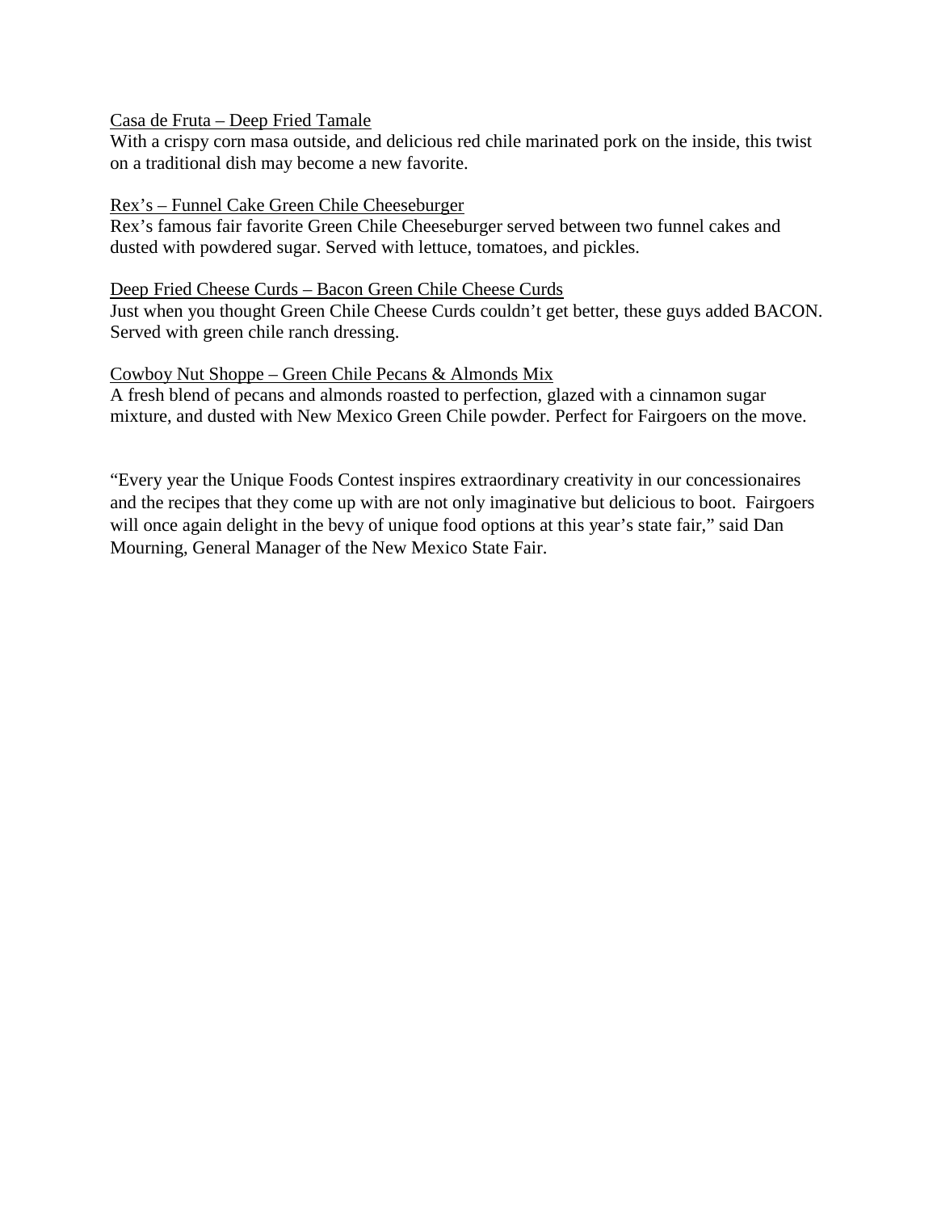<u>Casa de Fruta – Deep Fried Tamale</u>
With a crispy corn masa outside, and delicious red chile marinated pork on the inside, this twist on a traditional dish may become a new favorite.

<u>Rex's – Funnel Cake Green Chile Cheeseburger</u>
Rex's famous fair favorite Green Chile Cheeseburger served between two funnel cakes and dusted with powdered sugar. Served with lettuce, tomatoes, and pickles.

<u>Deep Fried Cheese Curds – Bacon Green Chile Cheese Curds</u>
Just when you thought Green Chile Cheese Curds couldn't get better, these guys added BACON. Served with green chile ranch dressing.

<u>Cowboy Nut Shoppe – Green Chile Pecans & Almonds Mix</u>
A fresh blend of pecans and almonds roasted to perfection, glazed with a cinnamon sugar mixture, and dusted with New Mexico Green Chile powder. Perfect for Fairgoers on the move.

"Every year the Unique Foods Contest inspires extraordinary creativity in our concessionaires and the recipes that they come up with are not only imaginative but delicious to boot. Fairgoers will once again delight in the bevy of unique food options at this year's state fair," said Dan Mourning, General Manager of the New Mexico State Fair.